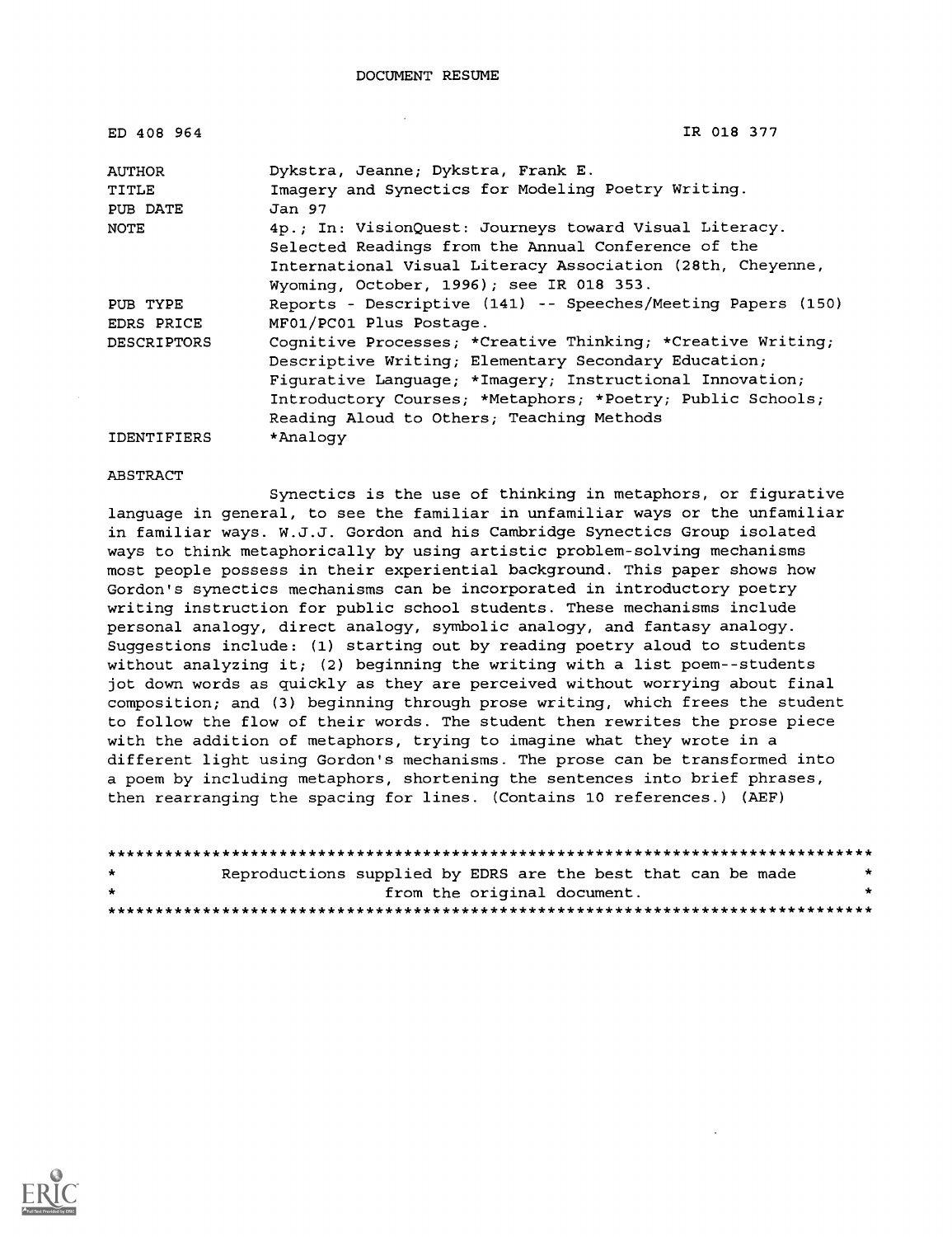DOCUMENT RESUME

ED 408 964 IR 018 377

| | |
|---|---|
| AUTHOR | Dykstra, Jeanne; Dykstra, Frank E. |
| TITLE | Imagery and Synectics for Modeling Poetry Writing. |
| PUB DATE | Jan 97 |
| NOTE | 4p.; In: VisionQuest: Journeys toward Visual Literacy. Selected Readings from the Annual Conference of the International Visual Literacy Association (28th, Cheyenne, Wyoming, October, 1996); see IR 018 353. |
| PUB TYPE | Reports - Descriptive (141) -- Speeches/Meeting Papers (150) |
| EDRS PRICE | MF01/PC01 Plus Postage. |
| DESCRIPTORS | Cognitive Processes; *Creative Thinking; *Creative Writing; Descriptive Writing; Elementary Secondary Education; Figurative Language; *Imagery; Instructional Innovation; Introductory Courses; *Metaphors; *Poetry; Public Schools; Reading Aloud to Others; Teaching Methods |
| IDENTIFIERS | *Analogy |

ABSTRACT

Synectics is the use of thinking in metaphors, or figurative language in general, to see the familiar in unfamiliar ways or the unfamiliar in familiar ways. W.J.J. Gordon and his Cambridge Synectics Group isolated ways to think metaphorically by using artistic problem-solving mechanisms most people possess in their experiential background. This paper shows how Gordon's synectics mechanisms can be incorporated in introductory poetry writing instruction for public school students. These mechanisms include personal analogy, direct analogy, symbolic analogy, and fantasy analogy. Suggestions include: (1) starting out by reading poetry aloud to students without analyzing it; (2) beginning the writing with a list poem--students jot down words as quickly as they are perceived without worrying about final composition; and (3) beginning through prose writing, which frees the student to follow the flow of their words. The student then rewrites the prose piece with the addition of metaphors, trying to imagine what they wrote in a different light using Gordon's mechanisms. The prose can be transformed into a poem by including metaphors, shortening the sentences into brief phrases, then rearranging the spacing for lines. (Contains 10 references.) (AEF)

********************************************************************************
* Reproductions supplied by EDRS are the best that can be made *
* from the original document. *
********************************************************************************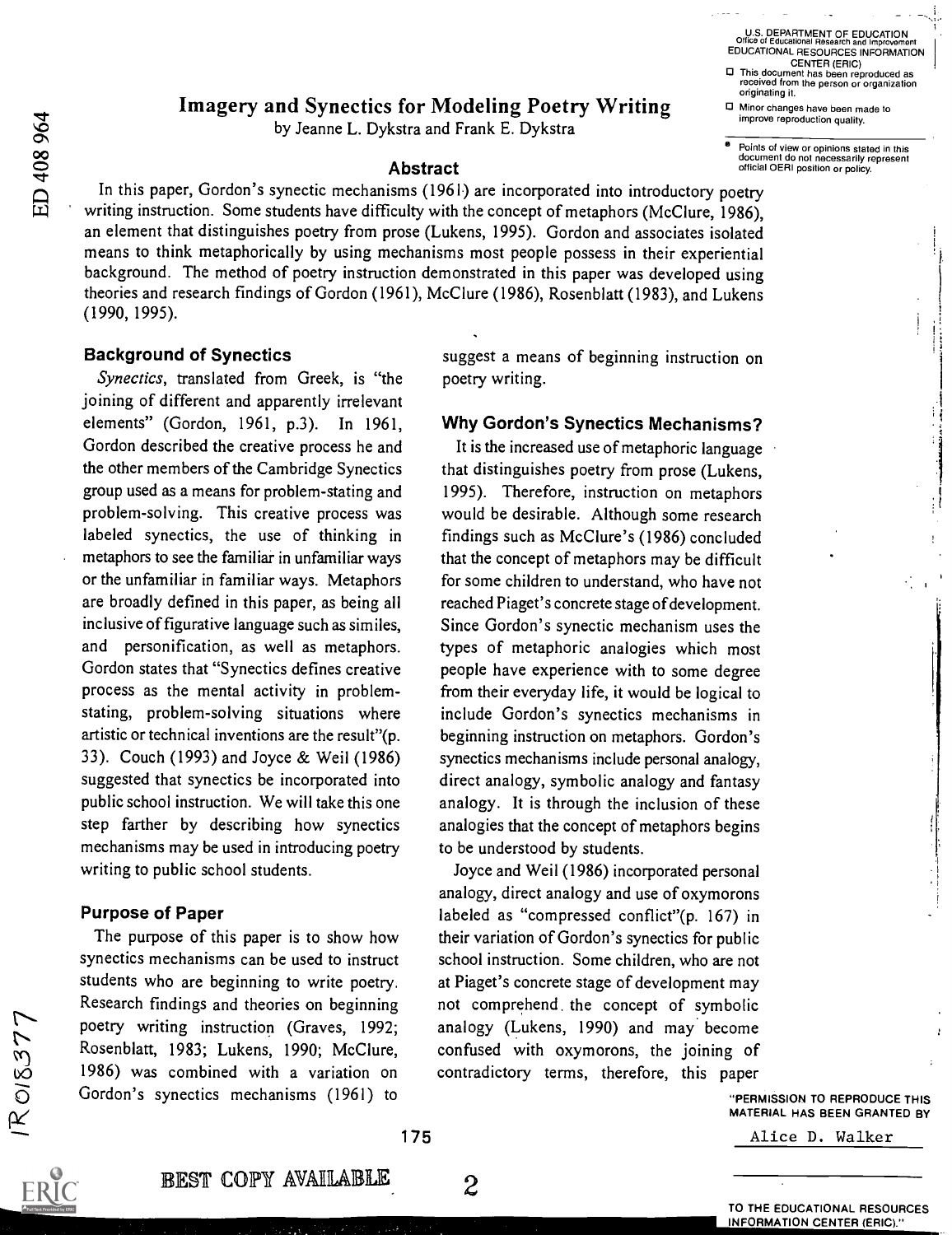# Imagery and Synectics for Modeling Poetry Writing

by Jeanne L. Dykstra and Frank E. Dykstra

## Abstract

In this paper, Gordon's synectic mechanisms (1961) are incorporated into introductory poetry writing instruction. Some students have difficulty with the concept of metaphors (McClure, 1986), an element that distinguishes poetry from prose (Lukens, 1995). Gordon and associates isolated means to think metaphorically by using mechanisms most people possess in their experiential background. The method of poetry instruction demonstrated in this paper was developed using theories and research findings of Gordon (1961), McClure (1986), Rosenblatt (1983), and Lukens (1990, 1995).

### Background of Synectics

*Synectics*, translated from Greek, is "the joining of different and apparently irrelevant elements" (Gordon, 1961, p.3). In 1961, Gordon described the creative process he and the other members of the Cambridge Synectics group used as a means for problem-stating and problem-solving. This creative process was labeled synectics, the use of thinking in metaphors to see the familiar in unfamiliar ways or the unfamiliar in familiar ways. Metaphors are broadly defined in this paper, as being all inclusive of figurative language such as similes, and personification, as well as metaphors. Gordon states that "Synectics defines creative process as the mental activity in problem-stating, problem-solving situations where artistic or technical inventions are the result"(p. 33). Couch (1993) and Joyce & Weil (1986) suggested that synectics be incorporated into public school instruction. We will take this one step farther by describing how synectics mechanisms may be used in introducing poetry writing to public school students.

### Purpose of Paper

The purpose of this paper is to show how synectics mechanisms can be used to instruct students who are beginning to write poetry. Research findings and theories on beginning poetry writing instruction (Graves, 1992; Rosenblatt, 1983; Lukens, 1990; McClure, 1986) was combined with a variation on Gordon's synectics mechanisms (1961) to suggest a means of beginning instruction on poetry writing.

### Why Gordon's Synectics Mechanisms?

It is the increased use of metaphoric language that distinguishes poetry from prose (Lukens, 1995). Therefore, instruction on metaphors would be desirable. Although some research findings such as McClure's (1986) concluded that the concept of metaphors may be difficult for some children to understand, who have not reached Piaget's concrete stage of development. Since Gordon's synectic mechanism uses the types of metaphoric analogies which most people have experience with to some degree from their everyday life, it would be logical to include Gordon's synectics mechanisms in beginning instruction on metaphors. Gordon's synectics mechanisms include personal analogy, direct analogy, symbolic analogy and fantasy analogy. It is through the inclusion of these analogies that the concept of metaphors begins to be understood by students.

Joyce and Weil (1986) incorporated personal analogy, direct analogy and use of oxymorons labeled as "compressed conflict"(p. 167) in their variation of Gordon's synectics for public school instruction. Some children, who are not at Piaget's concrete stage of development may not comprehend the concept of symbolic analogy (Lukens, 1990) and may become confused with oxymorons, the joining of contradictory terms, therefore, this paper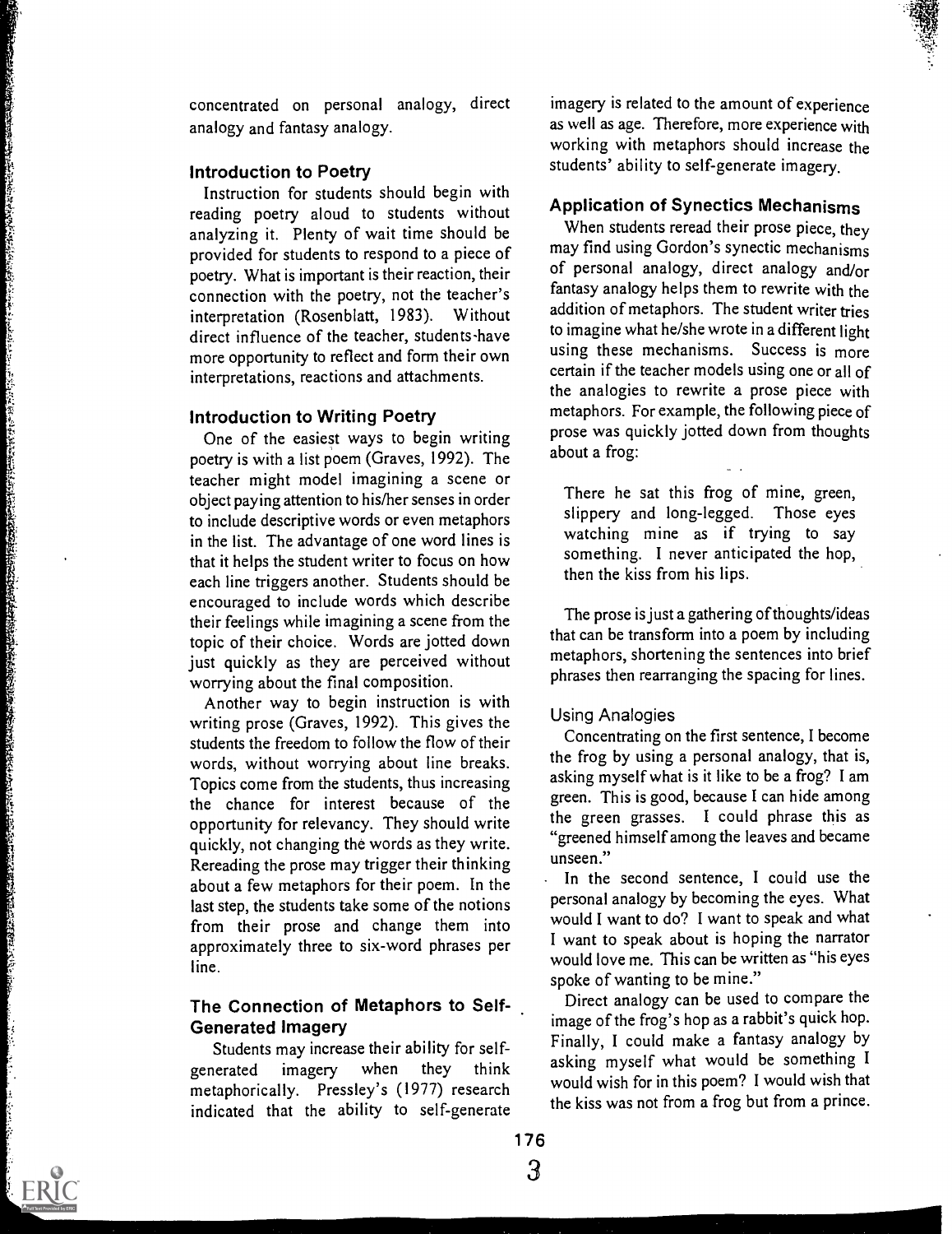concentrated on personal analogy, direct analogy and fantasy analogy.

### Introduction to Poetry

Instruction for students should begin with reading poetry aloud to students without analyzing it. Plenty of wait time should be provided for students to respond to a piece of poetry. What is important is their reaction, their connection with the poetry, not the teacher's interpretation (Rosenblatt, 1983). Without direct influence of the teacher, students have more opportunity to reflect and form their own interpretations, reactions and attachments.

### Introduction to Writing Poetry

One of the easiest ways to begin writing poetry is with a list poem (Graves, 1992). The teacher might model imagining a scene or object paying attention to his/her senses in order to include descriptive words or even metaphors in the list. The advantage of one word lines is that it helps the student writer to focus on how each line triggers another. Students should be encouraged to include words which describe their feelings while imagining a scene from the topic of their choice. Words are jotted down just quickly as they are perceived without worrying about the final composition.

Another way to begin instruction is with writing prose (Graves, 1992). This gives the students the freedom to follow the flow of their words, without worrying about line breaks. Topics come from the students, thus increasing the chance for interest because of the opportunity for relevancy. They should write quickly, not changing the words as they write. Rereading the prose may trigger their thinking about a few metaphors for their poem. In the last step, the students take some of the notions from their prose and change them into approximately three to six-word phrases per line.

### The Connection of Metaphors to Self-Generated Imagery

Students may increase their ability for self-generated imagery when they think metaphorically. Pressley's (1977) research indicated that the ability to self-generate imagery is related to the amount of experience as well as age. Therefore, more experience with working with metaphors should increase the students' ability to self-generate imagery.

### Application of Synectics Mechanisms

When students reread their prose piece, they may find using Gordon's synectic mechanisms of personal analogy, direct analogy and/or fantasy analogy helps them to rewrite with the addition of metaphors. The student writer tries to imagine what he/she wrote in a different light using these mechanisms. Success is more certain if the teacher models using one or all of the analogies to rewrite a prose piece with metaphors. For example, the following piece of prose was quickly jotted down from thoughts about a frog:

> There he sat this frog of mine, green, slippery and long-legged. Those eyes watching mine as if trying to say something. I never anticipated the hop, then the kiss from his lips.

The prose is just a gathering of thoughts/ideas that can be transform into a poem by including metaphors, shortening the sentences into brief phrases then rearranging the spacing for lines.

#### Using Analogies

Concentrating on the first sentence, I become the frog by using a personal analogy, that is, asking myself what is it like to be a frog? I am green. This is good, because I can hide among the green grasses. I could phrase this as "greened himself among the leaves and became unseen."

In the second sentence, I could use the personal analogy by becoming the eyes. What would I want to do? I want to speak and what I want to speak about is hoping the narrator would love me. This can be written as "his eyes spoke of wanting to be mine."

Direct analogy can be used to compare the image of the frog's hop as a rabbit's quick hop. Finally, I could make a fantasy analogy by asking myself what would be something I would wish for in this poem? I would wish that the kiss was not from a frog but from a prince.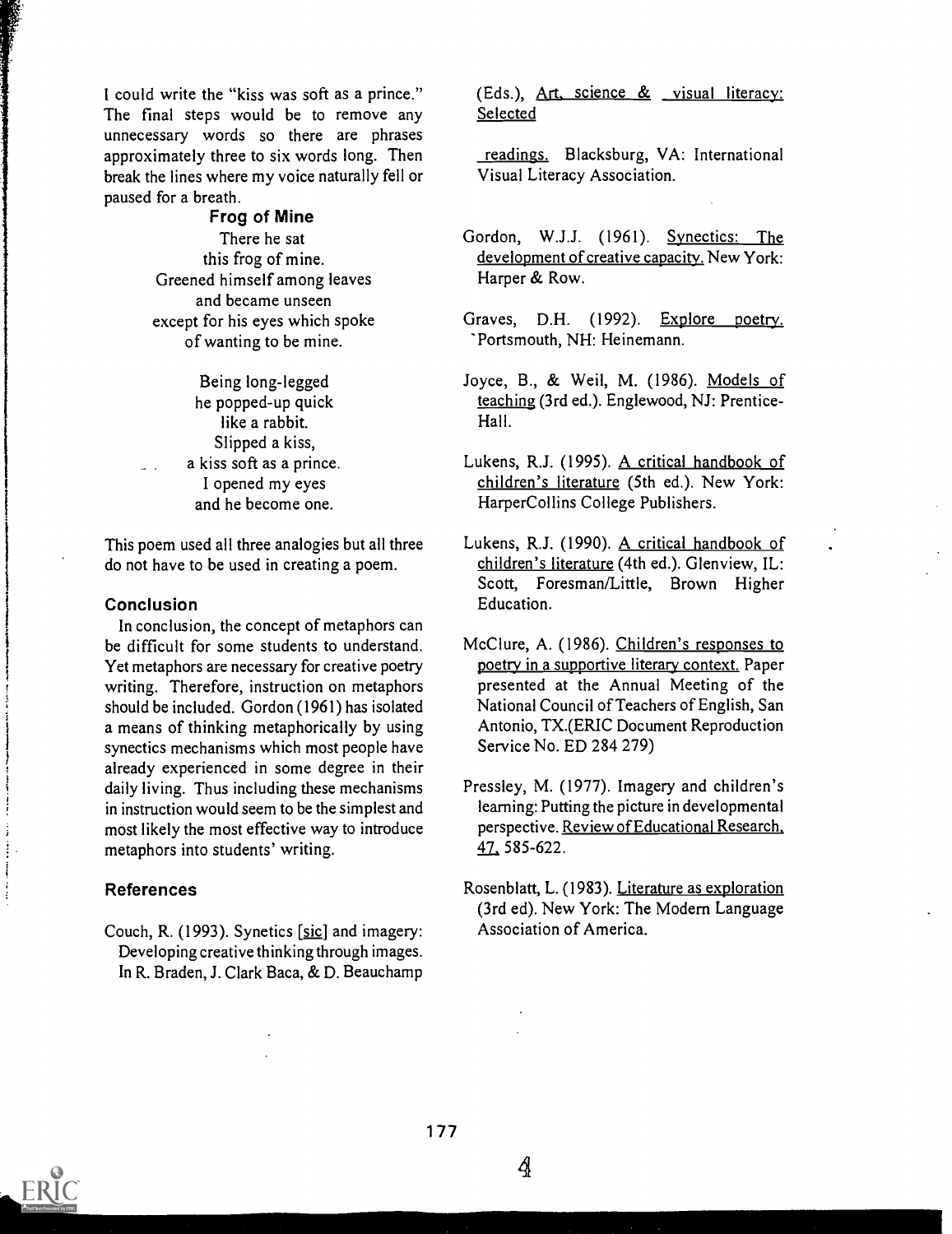I could write the "kiss was soft as a prince." The final steps would be to remove any unnecessary words so there are phrases approximately three to six words long. Then break the lines where my voice naturally fell or paused for a breath.

**Frog of Mine**

There he sat
this frog of mine.
Greened himself among leaves
and became unseen
except for his eyes which spoke
of wanting to be mine.

Being long-legged
he popped-up quick
like a rabbit.
Slipped a kiss,
a kiss soft as a prince.
I opened my eyes
and he become one.

This poem used all three analogies but all three do not have to be used in creating a poem.

## Conclusion

In conclusion, the concept of metaphors can be difficult for some students to understand. Yet metaphors are necessary for creative poetry writing. Therefore, instruction on metaphors should be included. Gordon (1961) has isolated a means of thinking metaphorically by using synectics mechanisms which most people have already experienced in some degree in their daily living. Thus including these mechanisms in instruction would seem to be the simplest and most likely the most effective way to introduce metaphors into students' writing.

## References

Couch, R. (1993). Synetics [sic] and imagery: Developing creative thinking through images. In R. Braden, J. Clark Baca, & D. Beauchamp (Eds.), Art, science & visual literacy: Selected readings. Blacksburg, VA: International Visual Literacy Association.

Gordon, W.J.J. (1961). Synectics: The development of creative capacity. New York: Harper & Row.

Graves, D.H. (1992). Explore poetry. Portsmouth, NH: Heinemann.

Joyce, B., & Weil, M. (1986). Models of teaching (3rd ed.). Englewood, NJ: Prentice-Hall.

Lukens, R.J. (1995). A critical handbook of children's literature (5th ed.). New York: HarperCollins College Publishers.

Lukens, R.J. (1990). A critical handbook of children's literature (4th ed.). Glenview, IL: Scott, Foresman/Little, Brown Higher Education.

McClure, A. (1986). Children's responses to poetry in a supportive literary context. Paper presented at the Annual Meeting of the National Council of Teachers of English, San Antonio, TX.(ERIC Document Reproduction Service No. ED 284 279)

Pressley, M. (1977). Imagery and children's learning: Putting the picture in developmental perspective. Review of Educational Research, 47, 585-622.

Rosenblatt, L. (1983). Literature as exploration (3rd ed). New York: The Modern Language Association of America.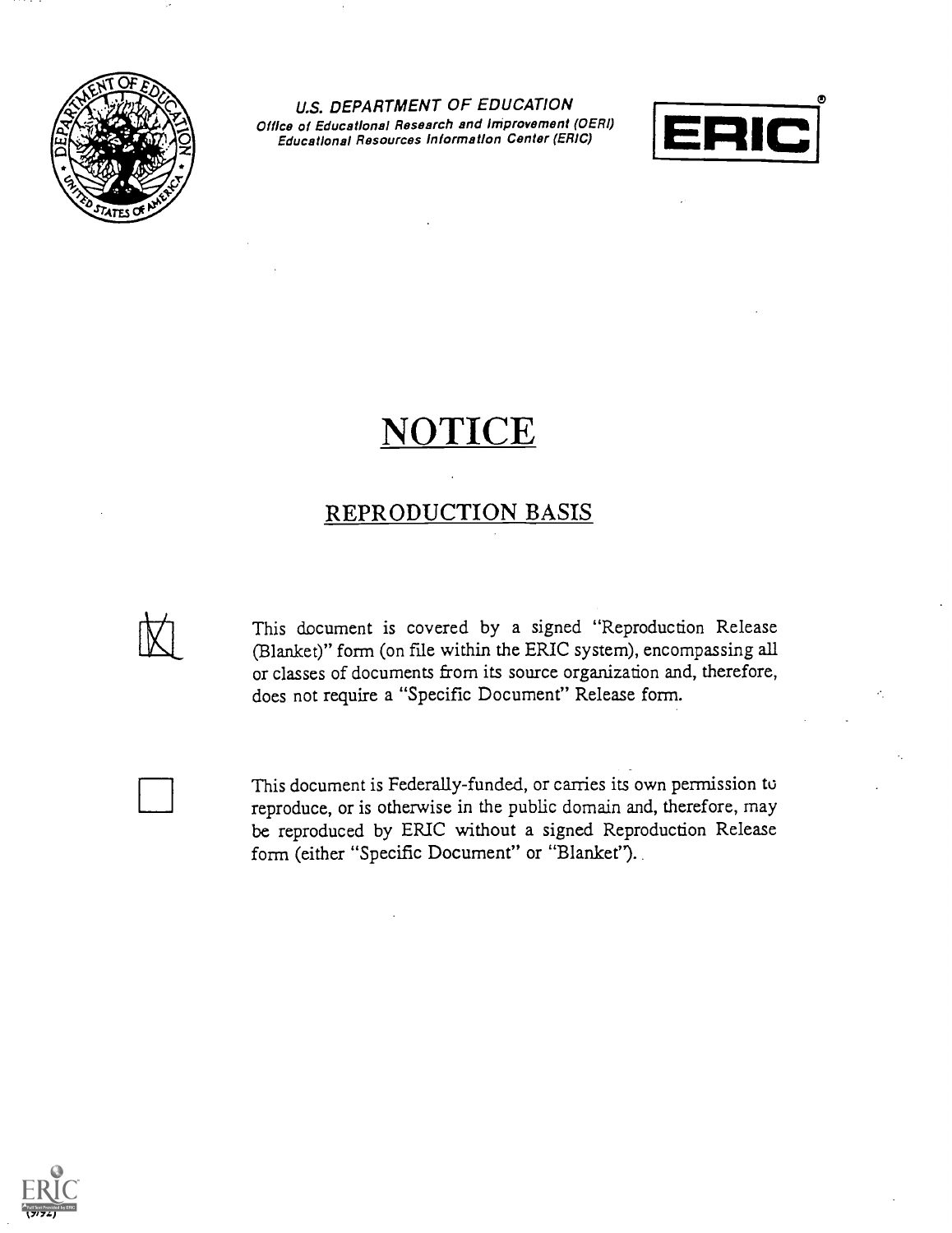U.S. DEPARTMENT OF EDUCATION
Office of Educational Research and Improvement (OERI)
Educational Resources Information Center (ERIC)

ERIC

# NOTICE

## REPRODUCTION BASIS

☒ This document is covered by a signed "Reproduction Release (Blanket)" form (on file within the ERIC system), encompassing all or classes of documents from its source organization and, therefore, does not require a "Specific Document" Release form.

☐ This document is Federally-funded, or carries its own permission to reproduce, or is otherwise in the public domain and, therefore, may be reproduced by ERIC without a signed Reproduction Release form (either "Specific Document" or "Blanket").

(9/92)